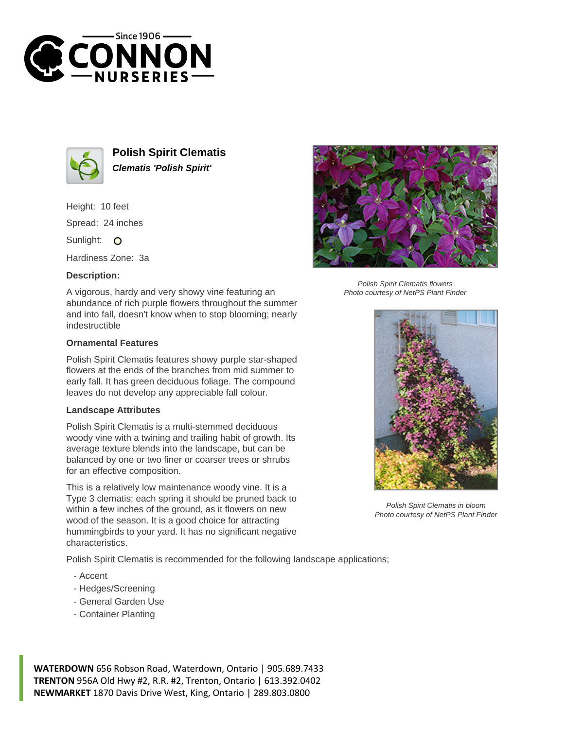# Polish Spirit Clematis

***Clematis 'Polish Spirit'***

Height: 10 feet

Spread: 24 inches

Sunlight: O

Hardiness Zone: 3a

### Description:

A vigorous, hardy and very showy vine featuring an abundance of rich purple flowers throughout the summer and into fall, doesn't know when to stop blooming; nearly indestructible

### Ornamental Features

Polish Spirit Clematis features showy purple star-shaped flowers at the ends of the branches from mid summer to early fall. It has green deciduous foliage. The compound leaves do not develop any appreciable fall colour.

### Landscape Attributes

Polish Spirit Clematis is a multi-stemmed deciduous woody vine with a twining and trailing habit of growth. Its average texture blends into the landscape, but can be balanced by one or two finer or coarser trees or shrubs for an effective composition.

This is a relatively low maintenance woody vine. It is a Type 3 clematis; each spring it should be pruned back to within a few inches of the ground, as it flowers on new wood of the season. It is a good choice for attracting hummingbirds to your yard. It has no significant negative characteristics.

Polish Spirit Clematis is recommended for the following landscape applications;

- Accent
- Hedges/Screening
- General Garden Use
- Container Planting

*Polish Spirit Clematis flowers*
*Photo courtesy of NetPS Plant Finder*

*Polish Spirit Clematis in bloom*
*Photo courtesy of NetPS Plant Finder*

**WATERDOWN** 656 Robson Road, Waterdown, Ontario | 905.689.7433
**TRENTON** 956A Old Hwy #2, R.R. #2, Trenton, Ontario | 613.392.0402
**NEWMARKET** 1870 Davis Drive West, King, Ontario | 289.803.0800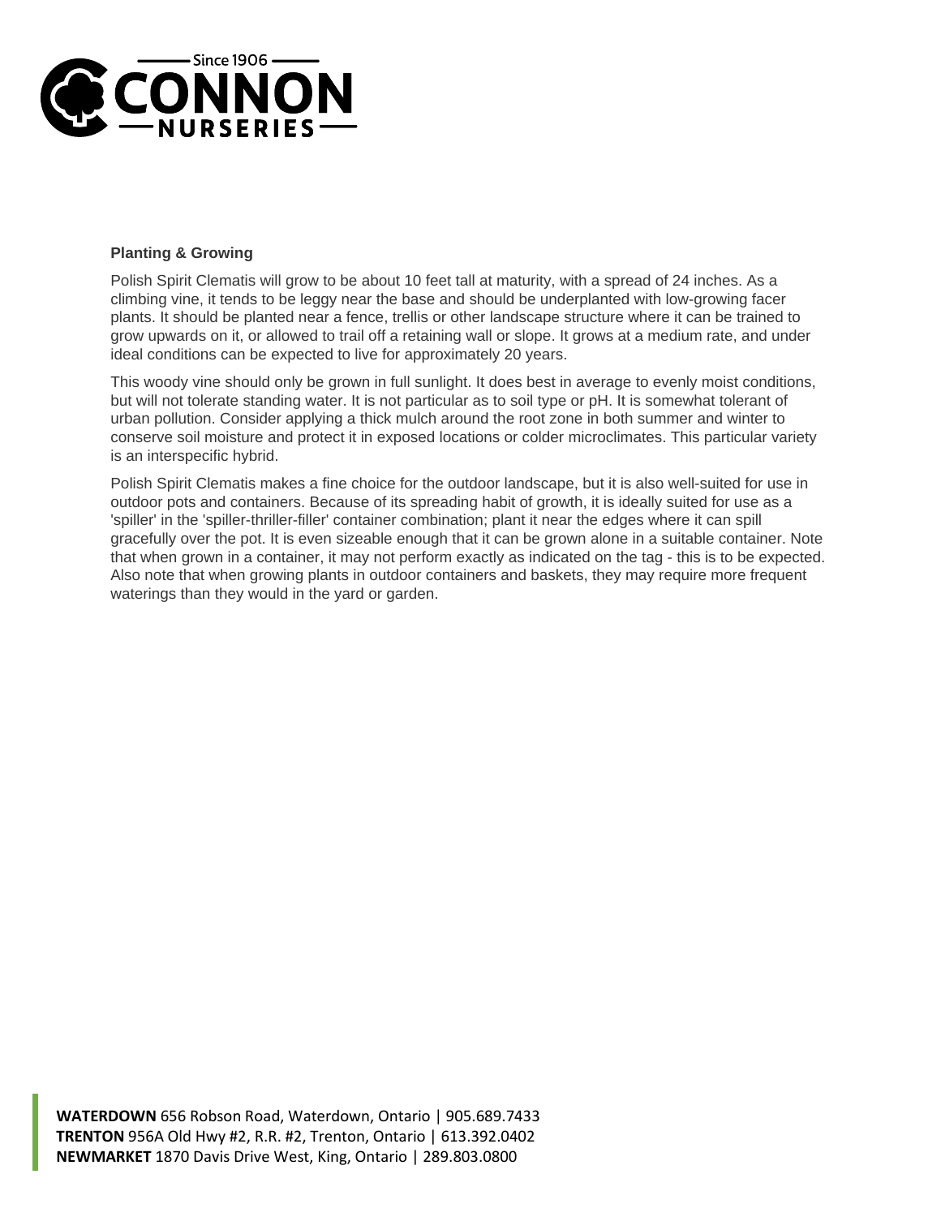**Planting & Growing**

Polish Spirit Clematis will grow to be about 10 feet tall at maturity, with a spread of 24 inches. As a climbing vine, it tends to be leggy near the base and should be underplanted with low-growing facer plants. It should be planted near a fence, trellis or other landscape structure where it can be trained to grow upwards on it, or allowed to trail off a retaining wall or slope. It grows at a medium rate, and under ideal conditions can be expected to live for approximately 20 years.

This woody vine should only be grown in full sunlight. It does best in average to evenly moist conditions, but will not tolerate standing water. It is not particular as to soil type or pH. It is somewhat tolerant of urban pollution. Consider applying a thick mulch around the root zone in both summer and winter to conserve soil moisture and protect it in exposed locations or colder microclimates. This particular variety is an interspecific hybrid.

Polish Spirit Clematis makes a fine choice for the outdoor landscape, but it is also well-suited for use in outdoor pots and containers. Because of its spreading habit of growth, it is ideally suited for use as a 'spiller' in the 'spiller-thriller-filler' container combination; plant it near the edges where it can spill gracefully over the pot. It is even sizeable enough that it can be grown alone in a suitable container. Note that when grown in a container, it may not perform exactly as indicated on the tag - this is to be expected. Also note that when growing plants in outdoor containers and baskets, they may require more frequent waterings than they would in the yard or garden.